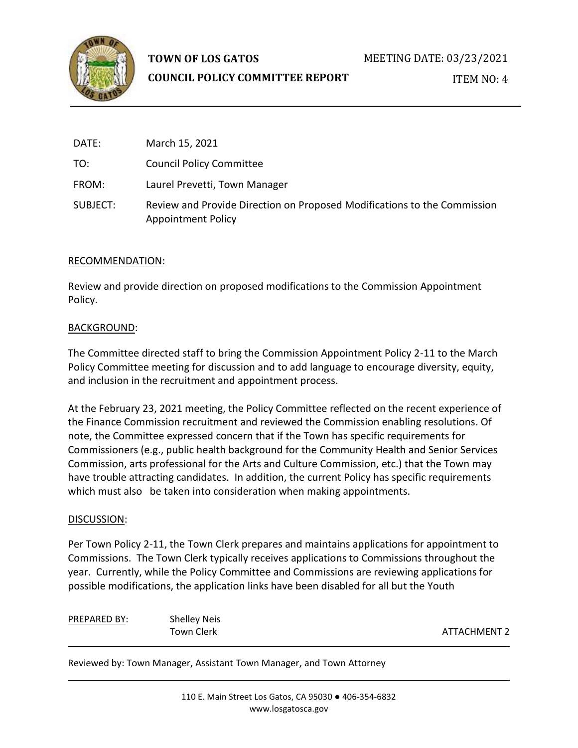**TOWN OF LOS GATOS**

**COUNCIL POLICY COMMITTEE REPORT**

MEETING DATE: 03/23/2021

ITEM NO: 4

| | |
|---|---|
| DATE: | March 15, 2021 |
| TO: | Council Policy Committee |
| FROM: | Laurel Prevetti, Town Manager |
| SUBJECT: | Review and Provide Direction on Proposed Modifications to the Commission Appointment Policy |

RECOMMENDATION:

Review and provide direction on proposed modifications to the Commission Appointment Policy.

BACKGROUND:

The Committee directed staff to bring the Commission Appointment Policy 2-11 to the March Policy Committee meeting for discussion and to add language to encourage diversity, equity, and inclusion in the recruitment and appointment process.

At the February 23, 2021 meeting, the Policy Committee reflected on the recent experience of the Finance Commission recruitment and reviewed the Commission enabling resolutions. Of note, the Committee expressed concern that if the Town has specific requirements for Commissioners (e.g., public health background for the Community Health and Senior Services Commission, arts professional for the Arts and Culture Commission, etc.) that the Town may have trouble attracting candidates. In addition, the current Policy has specific requirements which must also be taken into consideration when making appointments.

DISCUSSION:

Per Town Policy 2-11, the Town Clerk prepares and maintains applications for appointment to Commissions. The Town Clerk typically receives applications to Commissions throughout the year. Currently, while the Policy Committee and Commissions are reviewing applications for possible modifications, the application links have been disabled for all but the Youth

PREPARED BY: Shelley Neis
Town Clerk

ATTACHMENT 2

Reviewed by: Town Manager, Assistant Town Manager, and Town Attorney

110 E. Main Street Los Gatos, CA 95030 ● 406-354-6832
www.losgatosca.gov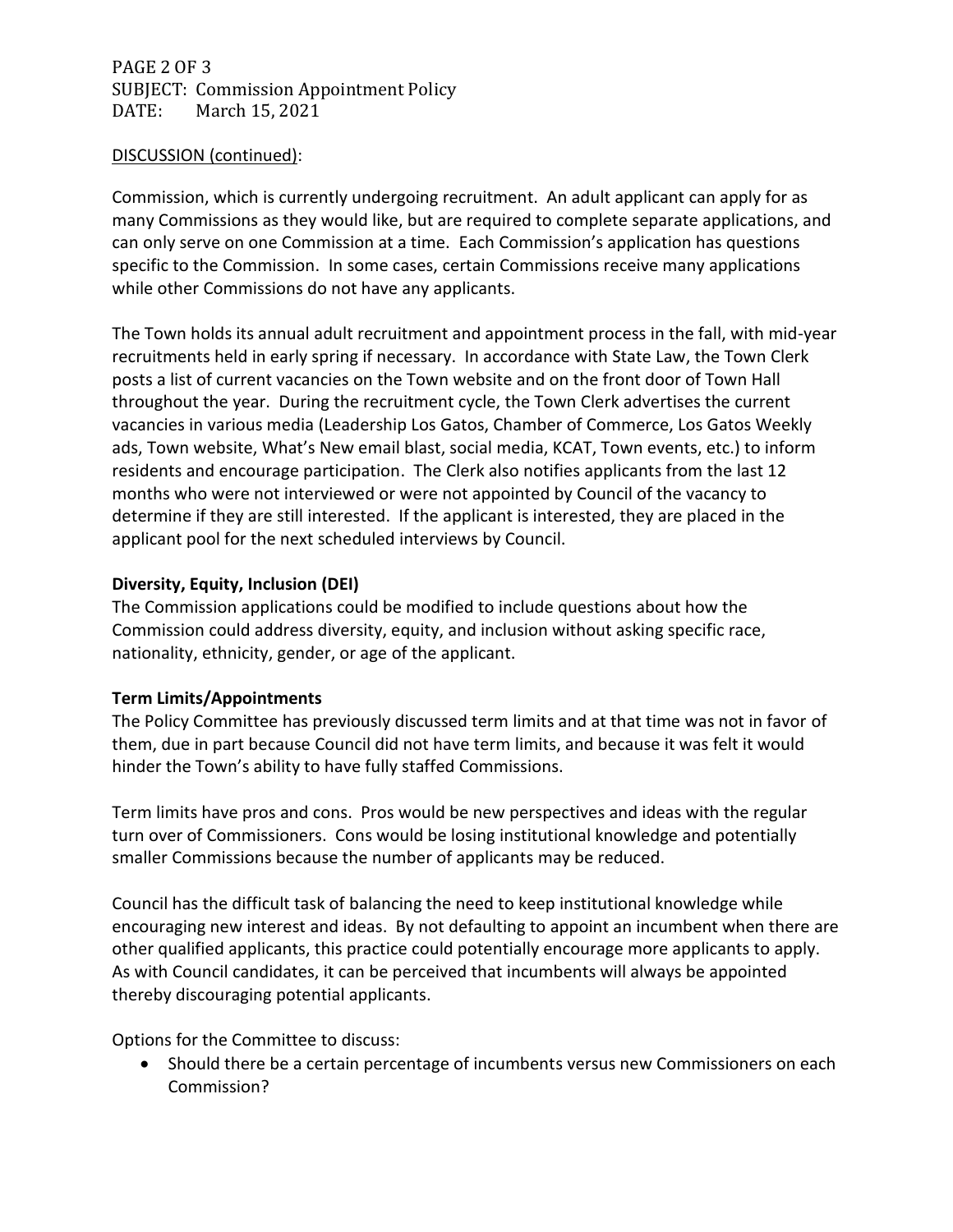DISCUSSION (continued):

Commission, which is currently undergoing recruitment. An adult applicant can apply for as many Commissions as they would like, but are required to complete separate applications, and can only serve on one Commission at a time. Each Commission's application has questions specific to the Commission. In some cases, certain Commissions receive many applications while other Commissions do not have any applicants.

The Town holds its annual adult recruitment and appointment process in the fall, with mid-year recruitments held in early spring if necessary. In accordance with State Law, the Town Clerk posts a list of current vacancies on the Town website and on the front door of Town Hall throughout the year. During the recruitment cycle, the Town Clerk advertises the current vacancies in various media (Leadership Los Gatos, Chamber of Commerce, Los Gatos Weekly ads, Town website, What's New email blast, social media, KCAT, Town events, etc.) to inform residents and encourage participation. The Clerk also notifies applicants from the last 12 months who were not interviewed or were not appointed by Council of the vacancy to determine if they are still interested. If the applicant is interested, they are placed in the applicant pool for the next scheduled interviews by Council.

**Diversity, Equity, Inclusion (DEI)**

The Commission applications could be modified to include questions about how the Commission could address diversity, equity, and inclusion without asking specific race, nationality, ethnicity, gender, or age of the applicant.

**Term Limits/Appointments**

The Policy Committee has previously discussed term limits and at that time was not in favor of them, due in part because Council did not have term limits, and because it was felt it would hinder the Town's ability to have fully staffed Commissions.

Term limits have pros and cons. Pros would be new perspectives and ideas with the regular turn over of Commissioners. Cons would be losing institutional knowledge and potentially smaller Commissions because the number of applicants may be reduced.

Council has the difficult task of balancing the need to keep institutional knowledge while encouraging new interest and ideas. By not defaulting to appoint an incumbent when there are other qualified applicants, this practice could potentially encourage more applicants to apply. As with Council candidates, it can be perceived that incumbents will always be appointed thereby discouraging potential applicants.

Options for the Committee to discuss:

- Should there be a certain percentage of incumbents versus new Commissioners on each Commission?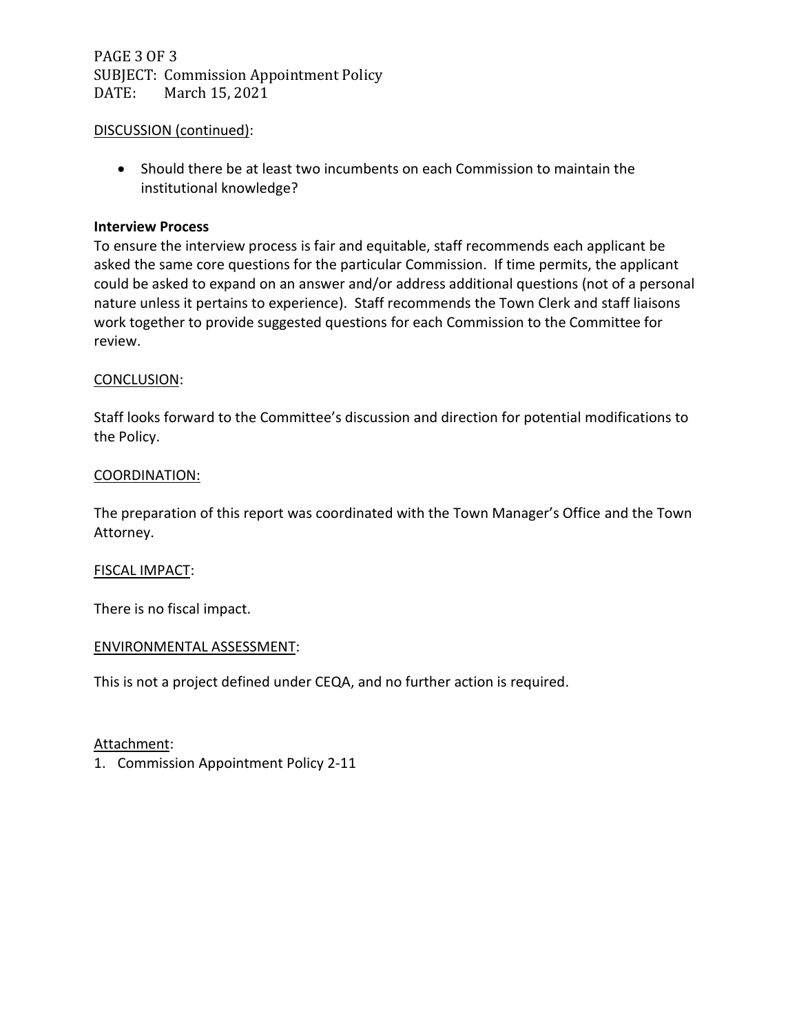DISCUSSION (continued):

- Should there be at least two incumbents on each Commission to maintain the institutional knowledge?

**Interview Process**

To ensure the interview process is fair and equitable, staff recommends each applicant be asked the same core questions for the particular Commission. If time permits, the applicant could be asked to expand on an answer and/or address additional questions (not of a personal nature unless it pertains to experience). Staff recommends the Town Clerk and staff liaisons work together to provide suggested questions for each Commission to the Committee for review.

CONCLUSION:

Staff looks forward to the Committee's discussion and direction for potential modifications to the Policy.

COORDINATION:

The preparation of this report was coordinated with the Town Manager's Office and the Town Attorney.

FISCAL IMPACT:

There is no fiscal impact.

ENVIRONMENTAL ASSESSMENT:

This is not a project defined under CEQA, and no further action is required.

Attachment:

1. Commission Appointment Policy 2-11